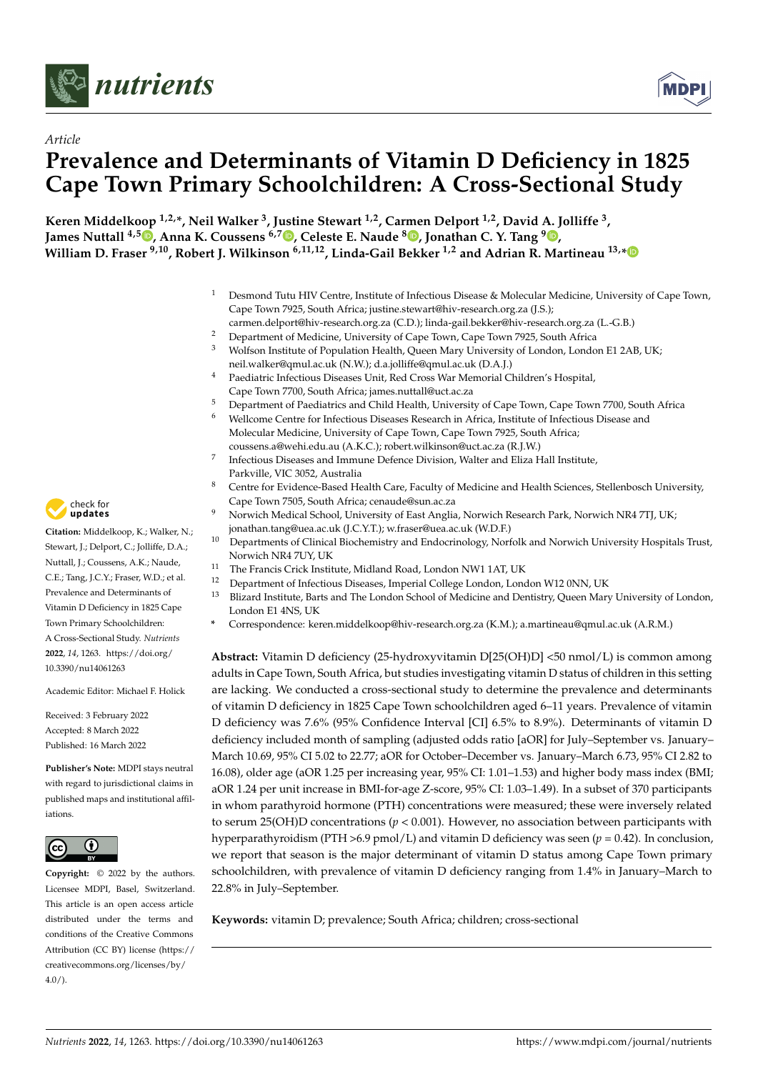*Article*

# Prevalence and Determinants of Vitamin D Deficiency in 1825 Cape Town Primary Schoolchildren: A Cross-Sectional Study

**Keren Middelkoop [1,2,*], Neil Walker [3], Justine Stewart [1,2], Carmen Delport [1,2], David A. Jolliffe [3], James Nuttall [4,5], Anna K. Coussens [6,7], Celeste E. Naude [8], Jonathan C. Y. Tang [9], William D. Fraser [9,10], Robert J. Wilkinson [6,11,12], Linda-Gail Bekker [1,2] and Adrian R. Martineau [13,*]**

1. Desmond Tutu HIV Centre, Institute of Infectious Disease & Molecular Medicine, University of Cape Town, Cape Town 7925, South Africa; justine.stewart@hiv-research.org.za (J.S.); carmen.delport@hiv-research.org.za (C.D.); linda-gail.bekker@hiv-research.org.za (L.-G.B.)
2. Department of Medicine, University of Cape Town, Cape Town 7925, South Africa
3. Wolfson Institute of Population Health, Queen Mary University of London, London E1 2AB, UK; neil.walker@qmul.ac.uk (N.W.); d.a.jolliffe@qmul.ac.uk (D.A.J.)
4. Paediatric Infectious Diseases Unit, Red Cross War Memorial Children's Hospital, Cape Town 7700, South Africa; james.nuttall@uct.ac.za
5. Department of Paediatrics and Child Health, University of Cape Town, Cape Town 7700, South Africa
6. Wellcome Centre for Infectious Diseases Research in Africa, Institute of Infectious Disease and Molecular Medicine, University of Cape Town, Cape Town 7925, South Africa; coussens.a@wehi.edu.au (A.K.C.); robert.wilkinson@uct.ac.za (R.J.W.)
7. Infectious Diseases and Immune Defence Division, Walter and Eliza Hall Institute, Parkville, VIC 3052, Australia
8. Centre for Evidence-Based Health Care, Faculty of Medicine and Health Sciences, Stellenbosch University, Cape Town 7505, South Africa; cenaude@sun.ac.za
9. Norwich Medical School, University of East Anglia, Norwich Research Park, Norwich NR4 7TJ, UK; jonathan.tang@uea.ac.uk (J.C.Y.T.); w.fraser@uea.ac.uk (W.D.F.)
10. Departments of Clinical Biochemistry and Endocrinology, Norfolk and Norwich University Hospitals Trust, Norwich NR4 7UY, UK
11. The Francis Crick Institute, Midland Road, London NW1 1AT, UK
12. Department of Infectious Diseases, Imperial College London, London W12 0NN, UK
13. Blizard Institute, Barts and The London School of Medicine and Dentistry, Queen Mary University of London, London E1 4NS, UK

\* Correspondence: keren.middelkoop@hiv-research.org.za (K.M.); a.martineau@qmul.ac.uk (A.R.M.)

**Citation:** Middelkoop, K.; Walker, N.; Stewart, J.; Delport, C.; Jolliffe, D.A.; Nuttall, J.; Coussens, A.K.; Naude, C.E.; Tang, J.C.Y.; Fraser, W.D.; et al. Prevalence and Determinants of Vitamin D Deficiency in 1825 Cape Town Primary Schoolchildren: A Cross-Sectional Study. *Nutrients* **2022**, *14*, 1263. https://doi.org/10.3390/nu14061263

Academic Editor: Michael F. Holick

Received: 3 February 2022
Accepted: 8 March 2022
Published: 16 March 2022

**Publisher's Note:** MDPI stays neutral with regard to jurisdictional claims in published maps and institutional affiliations.

**Copyright:** © 2022 by the authors. Licensee MDPI, Basel, Switzerland. This article is an open access article distributed under the terms and conditions of the Creative Commons Attribution (CC BY) license (https://creativecommons.org/licenses/by/4.0/).

**Abstract:** Vitamin D deficiency (25-hydroxyvitamin D[25(OH)D] <50 nmol/L) is common among adults in Cape Town, South Africa, but studies investigating vitamin D status of children in this setting are lacking. We conducted a cross-sectional study to determine the prevalence and determinants of vitamin D deficiency in 1825 Cape Town schoolchildren aged 6–11 years. Prevalence of vitamin D deficiency was 7.6% (95% Confidence Interval [CI] 6.5% to 8.9%). Determinants of vitamin D deficiency included month of sampling (adjusted odds ratio [aOR] for July–September vs. January–March 10.69, 95% CI 5.02 to 22.77; aOR for October–December vs. January–March 6.73, 95% CI 2.82 to 16.08), older age (aOR 1.25 per increasing year, 95% CI: 1.01–1.53) and higher body mass index (BMI; aOR 1.24 per unit increase in BMI-for-age Z-score, 95% CI: 1.03–1.49). In a subset of 370 participants in whom parathyroid hormone (PTH) concentrations were measured; these were inversely related to serum 25(OH)D concentrations ($p < 0.001$). However, no association between participants with hyperparathyroidism (PTH >6.9 pmol/L) and vitamin D deficiency was seen ($p = 0.42$). In conclusion, we report that season is the major determinant of vitamin D status among Cape Town primary schoolchildren, with prevalence of vitamin D deficiency ranging from 1.4% in January–March to 22.8% in July–September.

**Keywords:** vitamin D; prevalence; South Africa; children; cross-sectional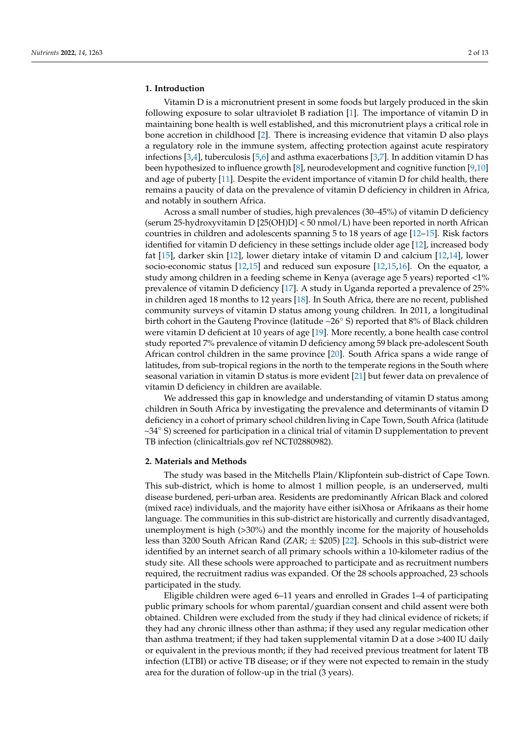## 1. Introduction

Vitamin D is a micronutrient present in some foods but largely produced in the skin following exposure to solar ultraviolet B radiation [1]. The importance of vitamin D in maintaining bone health is well established, and this micronutrient plays a critical role in bone accretion in childhood [2]. There is increasing evidence that vitamin D also plays a regulatory role in the immune system, affecting protection against acute respiratory infections [3,4], tuberculosis [5,6] and asthma exacerbations [3,7]. In addition vitamin D has been hypothesized to influence growth [8], neurodevelopment and cognitive function [9,10] and age of puberty [11]. Despite the evident importance of vitamin D for child health, there remains a paucity of data on the prevalence of vitamin D deficiency in children in Africa, and notably in southern Africa.

Across a small number of studies, high prevalences (30–45%) of vitamin D deficiency (serum 25-hydroxyvitamin D [25(OH)D] < 50 nmol/L) have been reported in north African countries in children and adolescents spanning 5 to 18 years of age [12–15]. Risk factors identified for vitamin D deficiency in these settings include older age [12], increased body fat [15], darker skin [12], lower dietary intake of vitamin D and calcium [12,14], lower socio-economic status [12,15] and reduced sun exposure [12,15,16]. On the equator, a study among children in a feeding scheme in Kenya (average age 5 years) reported <1% prevalence of vitamin D deficiency [17]. A study in Uganda reported a prevalence of 25% in children aged 18 months to 12 years [18]. In South Africa, there are no recent, published community surveys of vitamin D status among young children. In 2011, a longitudinal birth cohort in the Gauteng Province (latitude ~26° S) reported that 8% of Black children were vitamin D deficient at 10 years of age [19]. More recently, a bone health case control study reported 7% prevalence of vitamin D deficiency among 59 black pre-adolescent South African control children in the same province [20]. South Africa spans a wide range of latitudes, from sub-tropical regions in the north to the temperate regions in the South where seasonal variation in vitamin D status is more evident [21] but fewer data on prevalence of vitamin D deficiency in children are available.

We addressed this gap in knowledge and understanding of vitamin D status among children in South Africa by investigating the prevalence and determinants of vitamin D deficiency in a cohort of primary school children living in Cape Town, South Africa (latitude ~34° S) screened for participation in a clinical trial of vitamin D supplementation to prevent TB infection (clinicaltrials.gov ref NCT02880982).

## 2. Materials and Methods

The study was based in the Mitchells Plain/Klipfontein sub-district of Cape Town. This sub-district, which is home to almost 1 million people, is an underserved, multi disease burdened, peri-urban area. Residents are predominantly African Black and colored (mixed race) individuals, and the majority have either isiXhosa or Afrikaans as their home language. The communities in this sub-district are historically and currently disadvantaged, unemployment is high (>30%) and the monthly income for the majority of households less than 3200 South African Rand (ZAR; ± $205) [22]. Schools in this sub-district were identified by an internet search of all primary schools within a 10-kilometer radius of the study site. All these schools were approached to participate and as recruitment numbers required, the recruitment radius was expanded. Of the 28 schools approached, 23 schools participated in the study.

Eligible children were aged 6–11 years and enrolled in Grades 1–4 of participating public primary schools for whom parental/guardian consent and child assent were both obtained. Children were excluded from the study if they had clinical evidence of rickets; if they had any chronic illness other than asthma; if they used any regular medication other than asthma treatment; if they had taken supplemental vitamin D at a dose >400 IU daily or equivalent in the previous month; if they had received previous treatment for latent TB infection (LTBI) or active TB disease; or if they were not expected to remain in the study area for the duration of follow-up in the trial (3 years).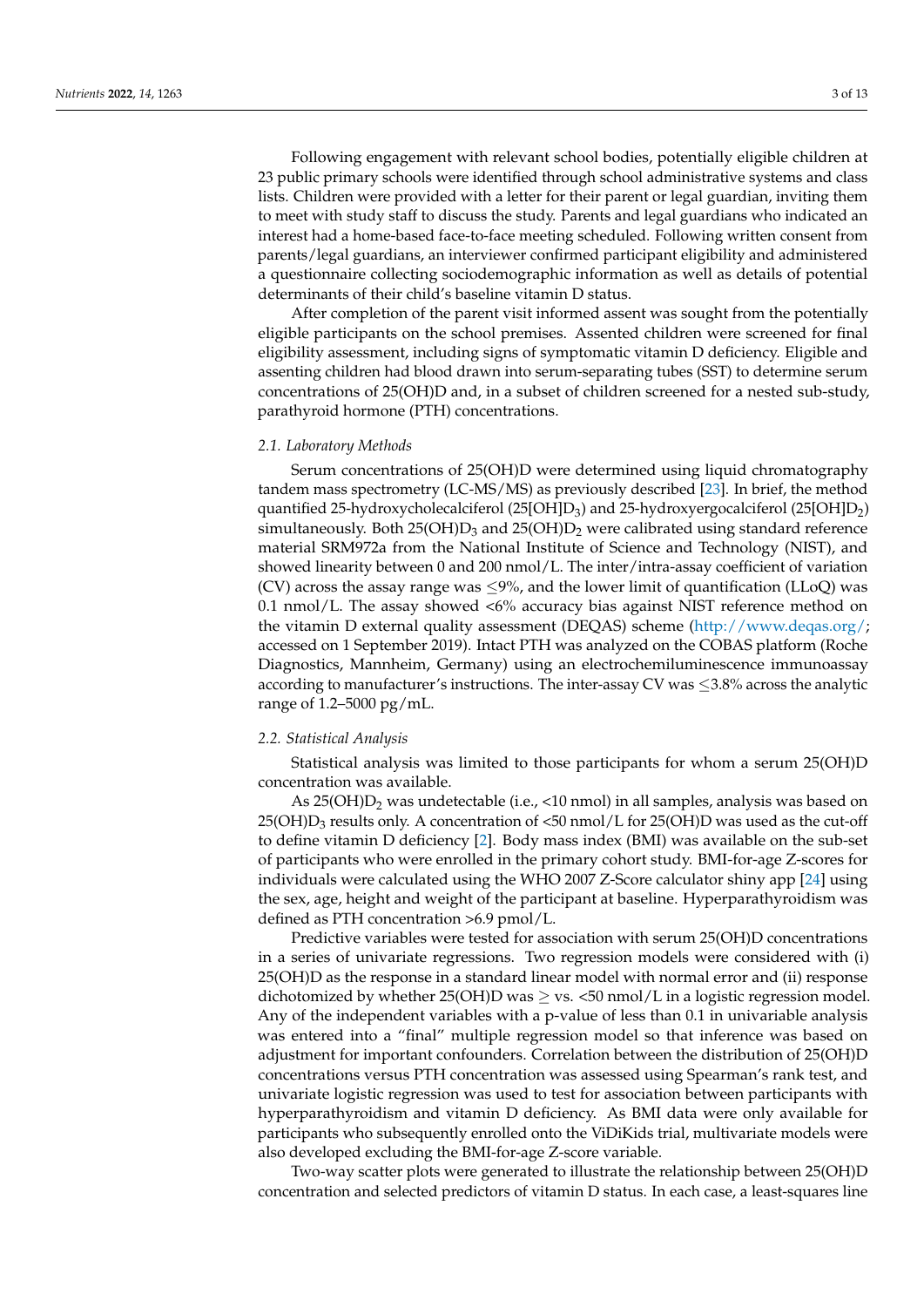Following engagement with relevant school bodies, potentially eligible children at 23 public primary schools were identified through school administrative systems and class lists. Children were provided with a letter for their parent or legal guardian, inviting them to meet with study staff to discuss the study. Parents and legal guardians who indicated an interest had a home-based face-to-face meeting scheduled. Following written consent from parents/legal guardians, an interviewer confirmed participant eligibility and administered a questionnaire collecting sociodemographic information as well as details of potential determinants of their child's baseline vitamin D status.

After completion of the parent visit informed assent was sought from the potentially eligible participants on the school premises. Assented children were screened for final eligibility assessment, including signs of symptomatic vitamin D deficiency. Eligible and assenting children had blood drawn into serum-separating tubes (SST) to determine serum concentrations of 25(OH)D and, in a subset of children screened for a nested sub-study, parathyroid hormone (PTH) concentrations.

### *2.1. Laboratory Methods*

Serum concentrations of 25(OH)D were determined using liquid chromatography tandem mass spectrometry (LC-MS/MS) as previously described [23]. In brief, the method quantified 25-hydroxycholecalciferol (25[OH]$D_3$) and 25-hydroxyergocalciferol (25[OH]$D_2$) simultaneously. Both 25(OH)$D_3$ and 25(OH)$D_2$ were calibrated using standard reference material SRM972a from the National Institute of Science and Technology (NIST), and showed linearity between 0 and 200 nmol/L. The inter/intra-assay coefficient of variation (CV) across the assay range was $\leq$9%, and the lower limit of quantification (LLoQ) was 0.1 nmol/L. The assay showed <6% accuracy bias against NIST reference method on the vitamin D external quality assessment (DEQAS) scheme (http://www.deqas.org/; accessed on 1 September 2019). Intact PTH was analyzed on the COBAS platform (Roche Diagnostics, Mannheim, Germany) using an electrochemiluminescence immunoassay according to manufacturer's instructions. The inter-assay CV was $\leq$3.8% across the analytic range of 1.2–5000 pg/mL.

### *2.2. Statistical Analysis*

Statistical analysis was limited to those participants for whom a serum 25(OH)D concentration was available.

As 25(OH)$D_2$ was undetectable (i.e., <10 nmol) in all samples, analysis was based on 25(OH)$D_3$ results only. A concentration of <50 nmol/L for 25(OH)D was used as the cut-off to define vitamin D deficiency [2]. Body mass index (BMI) was available on the sub-set of participants who were enrolled in the primary cohort study. BMI-for-age Z-scores for individuals were calculated using the WHO 2007 Z-Score calculator shiny app [24] using the sex, age, height and weight of the participant at baseline. Hyperparathyroidism was defined as PTH concentration >6.9 pmol/L.

Predictive variables were tested for association with serum 25(OH)D concentrations in a series of univariate regressions. Two regression models were considered with (i) 25(OH)D as the response in a standard linear model with normal error and (ii) response dichotomized by whether 25(OH)D was $\geq$ vs. <50 nmol/L in a logistic regression model. Any of the independent variables with a p-value of less than 0.1 in univariable analysis was entered into a "final" multiple regression model so that inference was based on adjustment for important confounders. Correlation between the distribution of 25(OH)D concentrations versus PTH concentration was assessed using Spearman's rank test, and univariate logistic regression was used to test for association between participants with hyperparathyroidism and vitamin D deficiency. As BMI data were only available for participants who subsequently enrolled onto the ViDiKids trial, multivariate models were also developed excluding the BMI-for-age Z-score variable.

Two-way scatter plots were generated to illustrate the relationship between 25(OH)D concentration and selected predictors of vitamin D status. In each case, a least-squares line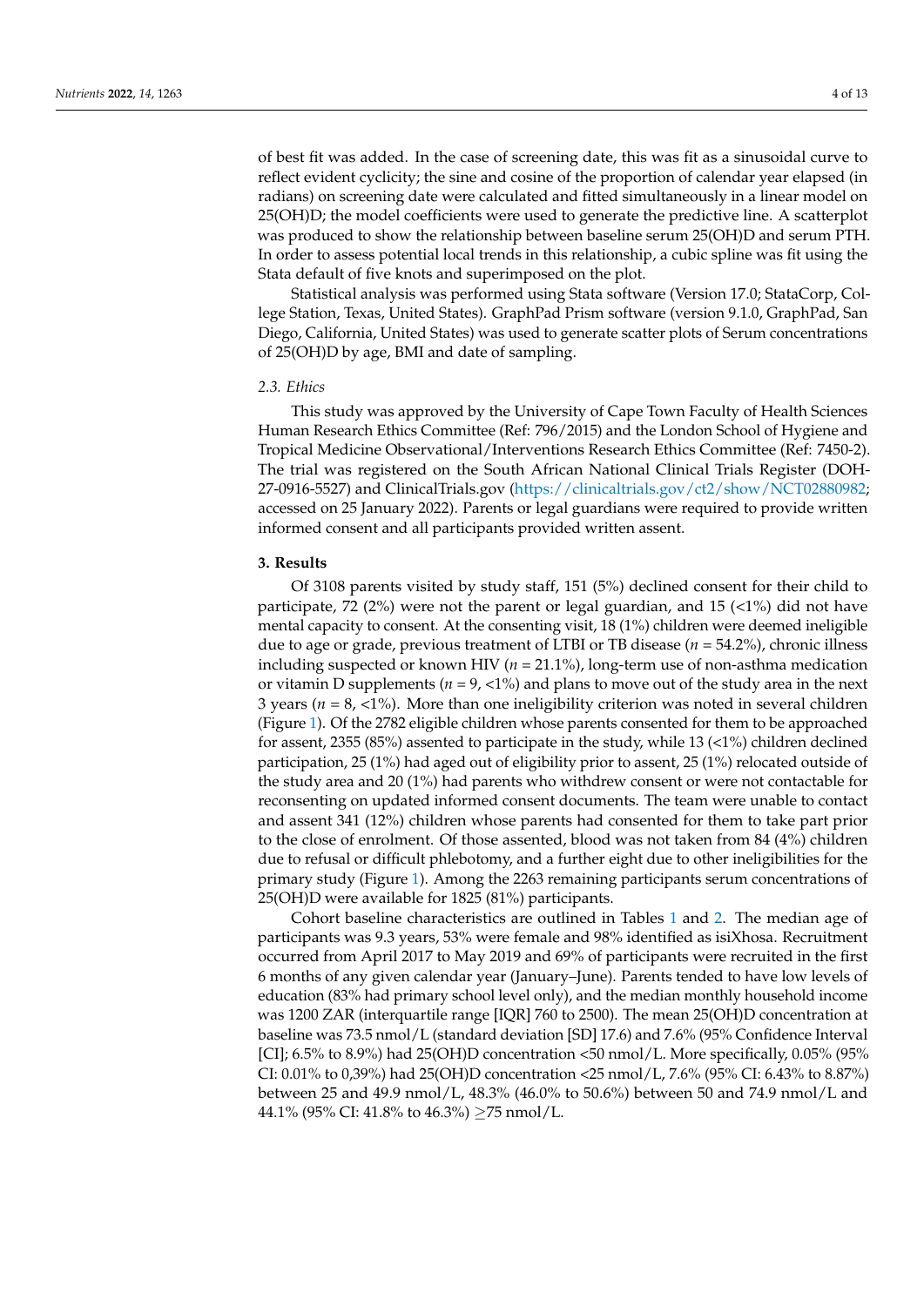of best fit was added. In the case of screening date, this was fit as a sinusoidal curve to reflect evident cyclicity; the sine and cosine of the proportion of calendar year elapsed (in radians) on screening date were calculated and fitted simultaneously in a linear model on 25(OH)D; the model coefficients were used to generate the predictive line. A scatterplot was produced to show the relationship between baseline serum 25(OH)D and serum PTH. In order to assess potential local trends in this relationship, a cubic spline was fit using the Stata default of five knots and superimposed on the plot.

Statistical analysis was performed using Stata software (Version 17.0; StataCorp, College Station, Texas, United States). GraphPad Prism software (version 9.1.0, GraphPad, San Diego, California, United States) was used to generate scatter plots of Serum concentrations of 25(OH)D by age, BMI and date of sampling.

### 2.3. Ethics

This study was approved by the University of Cape Town Faculty of Health Sciences Human Research Ethics Committee (Ref: 796/2015) and the London School of Hygiene and Tropical Medicine Observational/Interventions Research Ethics Committee (Ref: 7450-2). The trial was registered on the South African National Clinical Trials Register (DOH-27-0916-5527) and ClinicalTrials.gov (https://clinicaltrials.gov/ct2/show/NCT02880982; accessed on 25 January 2022). Parents or legal guardians were required to provide written informed consent and all participants provided written assent.

## 3. Results

Of 3108 parents visited by study staff, 151 (5%) declined consent for their child to participate, 72 (2%) were not the parent or legal guardian, and 15 (<1%) did not have mental capacity to consent. At the consenting visit, 18 (1%) children were deemed ineligible due to age or grade, previous treatment of LTBI or TB disease (*n* = 54.2%), chronic illness including suspected or known HIV (*n* = 21.1%), long-term use of non-asthma medication or vitamin D supplements (*n* = 9, <1%) and plans to move out of the study area in the next 3 years (*n* = 8, <1%). More than one ineligibility criterion was noted in several children (Figure 1). Of the 2782 eligible children whose parents consented for them to be approached for assent, 2355 (85%) assented to participate in the study, while 13 (<1%) children declined participation, 25 (1%) had aged out of eligibility prior to assent, 25 (1%) relocated outside of the study area and 20 (1%) had parents who withdrew consent or were not contactable for reconsenting on updated informed consent documents. The team were unable to contact and assent 341 (12%) children whose parents had consented for them to take part prior to the close of enrolment. Of those assented, blood was not taken from 84 (4%) children due to refusal or difficult phlebotomy, and a further eight due to other ineligibilities for the primary study (Figure 1). Among the 2263 remaining participants serum concentrations of 25(OH)D were available for 1825 (81%) participants.

Cohort baseline characteristics are outlined in Tables 1 and 2. The median age of participants was 9.3 years, 53% were female and 98% identified as isiXhosa. Recruitment occurred from April 2017 to May 2019 and 69% of participants were recruited in the first 6 months of any given calendar year (January–June). Parents tended to have low levels of education (83% had primary school level only), and the median monthly household income was 1200 ZAR (interquartile range [IQR] 760 to 2500). The mean 25(OH)D concentration at baseline was 73.5 nmol/L (standard deviation [SD] 17.6) and 7.6% (95% Confidence Interval [CI]; 6.5% to 8.9%) had 25(OH)D concentration <50 nmol/L. More specifically, 0.05% (95% CI: 0.01% to 0,39%) had 25(OH)D concentration <25 nmol/L, 7.6% (95% CI: 6.43% to 8.87%) between 25 and 49.9 nmol/L, 48.3% (46.0% to 50.6%) between 50 and 74.9 nmol/L and 44.1% (95% CI: 41.8% to 46.3%) ≥75 nmol/L.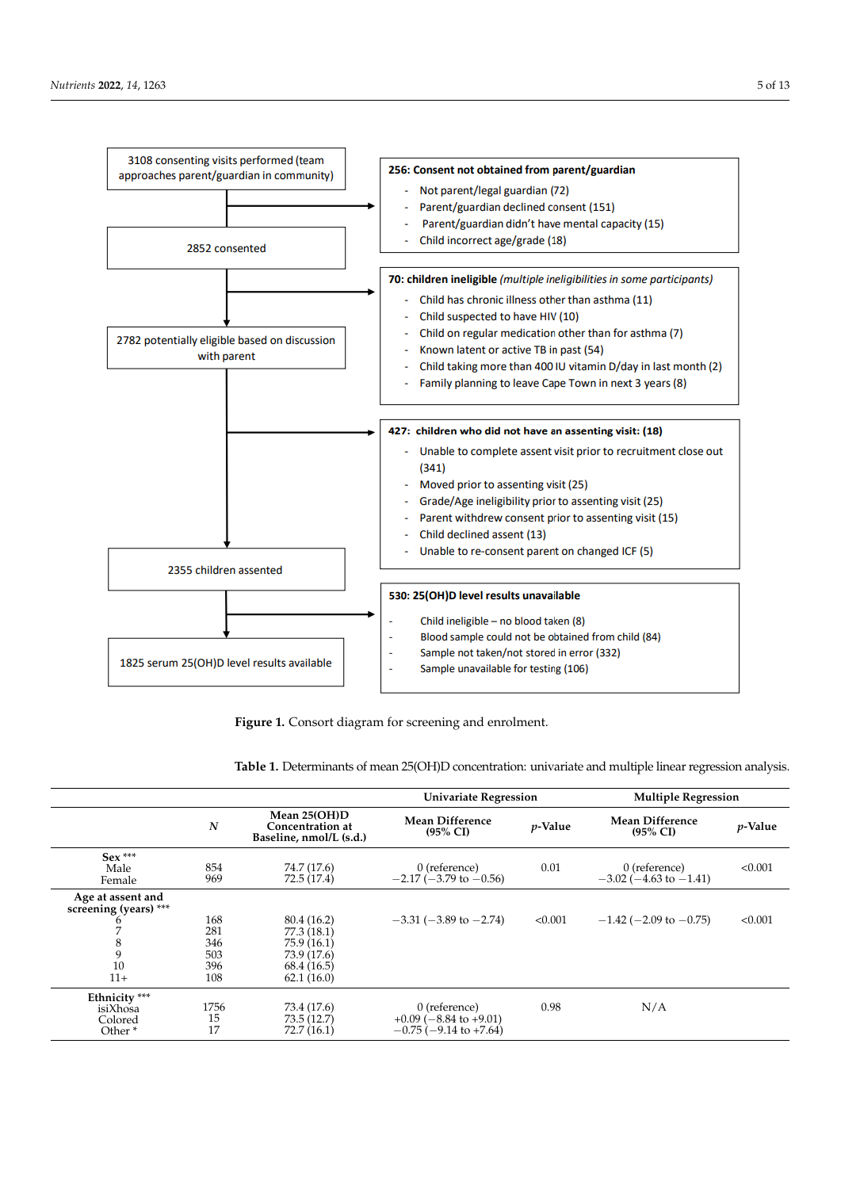3108 consenting visits performed (team approaches parent/guardian in community)

**256: Consent not obtained from parent/guardian**

- Not parent/legal guardian (72)
- Parent/guardian declined consent (151)
- Parent/guardian didn't have mental capacity (15)
- Child incorrect age/grade (18)

2852 consented

**70: children ineligible** *(multiple ineligibilities in some participants)*

- Child has chronic illness other than asthma (11)
- Child suspected to have HIV (10)
- Child on regular medication other than for asthma (7)
- Known latent or active TB in past (54)
- Child taking more than 400 IU vitamin D/day in last month (2)
- Family planning to leave Cape Town in next 3 years (8)

2782 potentially eligible based on discussion with parent

**427: children who did not have an assenting visit: (18)**

- Unable to complete assent visit prior to recruitment close out (341)
- Moved prior to assenting visit (25)
- Grade/Age ineligibility prior to assenting visit (25)
- Parent withdrew consent prior to assenting visit (15)
- Child declined assent (13)
- Unable to re-consent parent on changed ICF (5)

2355 children assented

**530: 25(OH)D level results unavailable**

- Child ineligible – no blood taken (8)
- Blood sample could not be obtained from child (84)
- Sample not taken/not stored in error (332)
- Sample unavailable for testing (106)

1825 serum 25(OH)D level results available

**Figure 1.** Consort diagram for screening and enrolment.

**Table 1.** Determinants of mean 25(OH)D concentration: univariate and multiple linear regression analysis.

| | | | Univariate Regression | | Multiple Regression | |
|---|---|---|---|---|---|---|
| | *N* | Mean 25(OH)D Concentration at Baseline, nmol/L (s.d.) | Mean Difference (95% CI) | *p*-Value | Mean Difference (95% CI) | *p*-Value |
| **Sex \*\*\*** | | | | | | |
| Male | 854 | 74.7 (17.6) | 0 (reference) | 0.01 | 0 (reference) | <0.001 |
| Female | 969 | 72.5 (17.4) | −2.17 (−3.79 to −0.56) | | −3.02 (−4.63 to −1.41) | |
| **Age at assent and screening (years) \*\*\*** | | | | | | |
| 6 | 168 | 80.4 (16.2) | −3.31 (−3.89 to −2.74) | <0.001 | −1.42 (−2.09 to −0.75) | <0.001 |
| 7 | 281 | 77.3 (18.1) | | | | |
| 8 | 346 | 75.9 (16.1) | | | | |
| 9 | 503 | 73.9 (17.6) | | | | |
| 10 | 396 | 68.4 (16.5) | | | | |
| 11+ | 108 | 62.1 (16.0) | | | | |
| **Ethnicity \*\*\*** | | | | | | |
| isiXhosa | 1756 | 73.4 (17.6) | 0 (reference) | 0.98 | N/A | |
| Colored | 15 | 73.5 (12.7) | +0.09 (−8.84 to +9.01) | | | |
| Other * | 17 | 72.7 (16.1) | −0.75 (−9.14 to +7.64) | | | |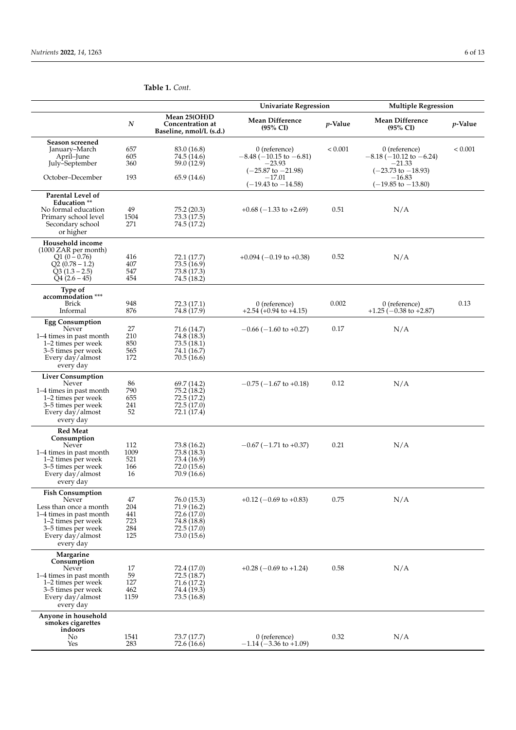**Table 1.** *Cont.*

| | | | Univariate Regression | | Multiple Regression | |
|---|---|---|---|---|---|---|
| | *N* | Mean 25(OH)D Concentration at Baseline, nmol/L (s.d.) | Mean Difference (95% CI) | *p*-Value | Mean Difference (95% CI) | *p*-Value |
| **Season screened** | | | | | | |
| January–March | 657 | 83.0 (16.8) | 0 (reference) | < 0.001 | 0 (reference) | < 0.001 |
| April–June | 605 | 74.5 (14.6) | −8.48 (−10.15 to −6.81) | | −8.18 (−10.12 to −6.24) | |
| July–September | 360 | 59.0 (12.9) | −23.93 (−25.87 to −21.98) | | −21.33 (−23.73 to −18.93) | |
| October–December | 193 | 65.9 (14.6) | −17.01 (−19.43 to −14.58) | | −16.83 (−19.85 to −13.80) | |
| **Parental Level of Education** ** | | | | | | |
| No formal education | 49 | 75.2 (20.3) | +0.68 (−1.33 to +2.69) | 0.51 | N/A | |
| Primary school level | 1504 | 73.3 (17.5) | | | | |
| Secondary school or higher | 271 | 74.5 (17.2) | | | | |
| **Household income** (1000 ZAR per month) | | | | | | |
| Q1 (0 – 0.76) | 416 | 72.1 (17.7) | +0.094 (−0.19 to +0.38) | 0.52 | N/A | |
| Q2 (0.78 – 1.2) | 407 | 73.5 (16.9) | | | | |
| Q3 (1.3 – 2.5) | 547 | 73.8 (17.3) | | | | |
| Q4 (2.6 – 45) | 454 | 74.5 (18.2) | | | | |
| **Type of accommodation** *** | | | | | | |
| Brick | 948 | 72.3 (17.1) | 0 (reference) | 0.002 | 0 (reference) | 0.13 |
| Informal | 876 | 74.8 (17.9) | +2.54 (+0.94 to +4.15) | | +1.25 (−0.38 to +2.87) | |
| **Egg Consumption** | | | | | | |
| Never | 27 | 71.6 (14.7) | −0.66 (−1.60 to +0.27) | 0.17 | N/A | |
| 1–4 times in past month | 210 | 74.8 (18.3) | | | | |
| 1–2 times per week | 850 | 73.5 (18.1) | | | | |
| 3–5 times per week | 565 | 74.1 (16.7) | | | | |
| Every day/almost every day | 172 | 70.5 (16.6) | | | | |
| **Liver Consumption** | | | | | | |
| Never | 86 | 69.7 (14.2) | −0.75 (−1.67 to +0.18) | 0.12 | N/A | |
| 1–4 times in past month | 790 | 75.2 (18.2) | | | | |
| 1–2 times per week | 655 | 72.5 (17.2) | | | | |
| 3–5 times per week | 241 | 72.5 (17.0) | | | | |
| Every day/almost every day | 52 | 72.1 (17.4) | | | | |
| **Red Meat Consumption** | | | | | | |
| Never | 112 | 73.8 (16.2) | −0.67 (−1.71 to +0.37) | 0.21 | N/A | |
| 1–4 times in past month | 1009 | 73.8 (18.3) | | | | |
| 1–2 times per week | 521 | 73.4 (16.9) | | | | |
| 3–5 times per week | 166 | 72.0 (15.6) | | | | |
| Every day/almost every day | 16 | 70.9 (16.6) | | | | |
| **Fish Consumption** | | | | | | |
| Never | 47 | 76.0 (15.3) | +0.12 (−0.69 to +0.83) | 0.75 | N/A | |
| Less than once a month | 204 | 71.9 (16.2) | | | | |
| 1–4 times in past month | 441 | 72.6 (17.0) | | | | |
| 1–2 times per week | 723 | 74.8 (18.8) | | | | |
| 3–5 times per week | 284 | 72.5 (17.0) | | | | |
| Every day/almost every day | 125 | 73.0 (15.6) | | | | |
| **Margarine Consumption** | | | | | | |
| Never | 17 | 72.4 (17.0) | +0.28 (−0.69 to +1.24) | 0.58 | N/A | |
| 1–4 times in past month | 59 | 72.5 (18.7) | | | | |
| 1–2 times per week | 127 | 71.6 (17.2) | | | | |
| 3–5 times per week | 462 | 74.4 (19.3) | | | | |
| Every day/almost every day | 1159 | 73.5 (16.8) | | | | |
| **Anyone in household smokes cigarettes indoors** | | | | | | |
| No | 1541 | 73.7 (17.7) | 0 (reference) | 0.32 | N/A | |
| Yes | 283 | 72.6 (16.6) | −1.14 (−3.36 to +1.09) | | | |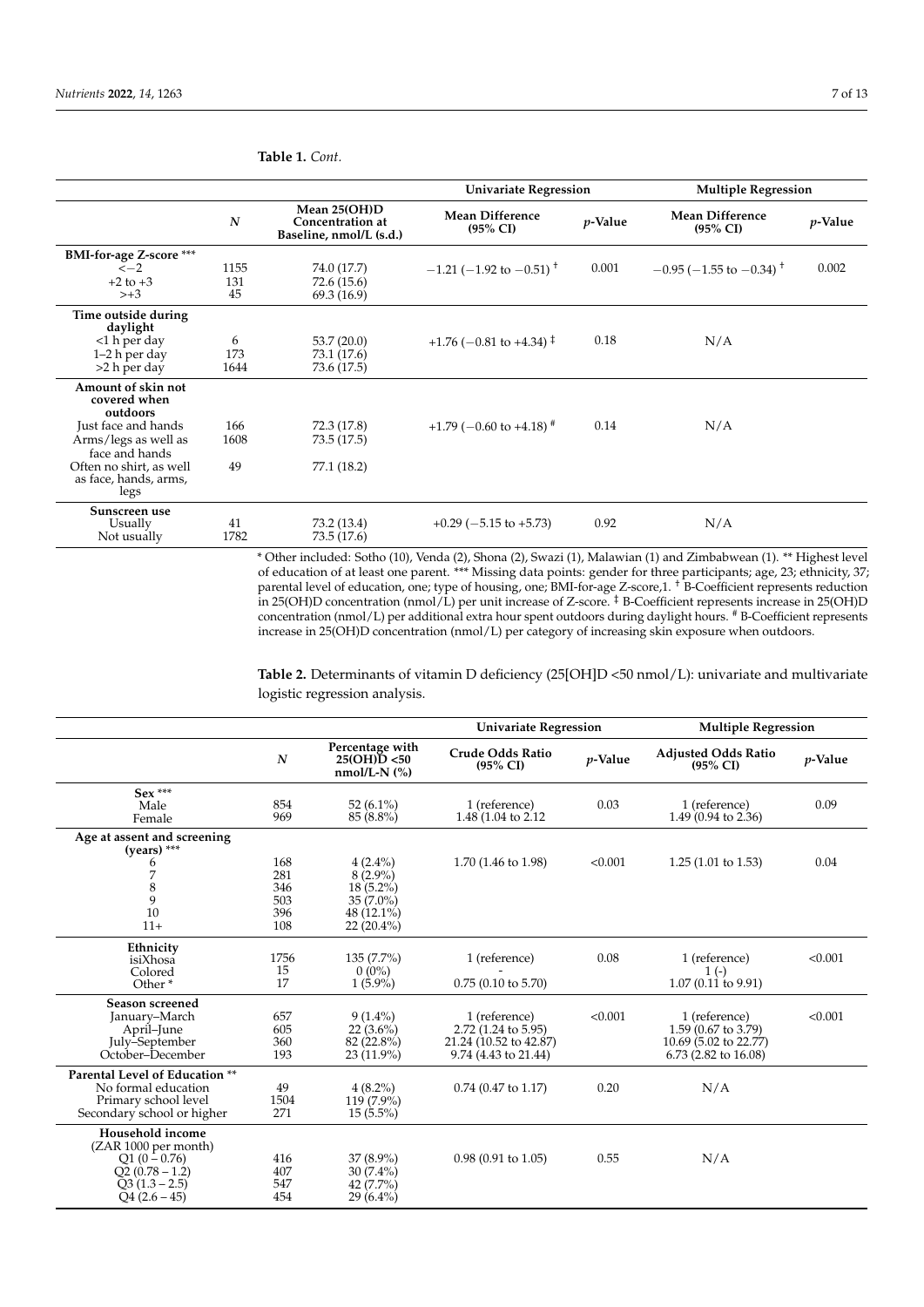**Table 1.** *Cont.*

| | $N$ | Mean 25(OH)D Concentration at Baseline, nmol/L (s.d.) | Univariate Regression | | Multiple Regression | |
|---|---|---|---|---|---|---|
| | | | Mean Difference (95% CI) | $p$-Value | Mean Difference (95% CI) | $p$-Value |
| **BMI-for-age Z-score** *** | | | | | | |
| <−2 | 1155 | 74.0 (17.7) | −1.21 (−1.92 to −0.51) † | 0.001 | −0.95 (−1.55 to −0.34) † | 0.002 |
| +2 to +3 | 131 | 72.6 (15.6) | | | | |
| >+3 | 45 | 69.3 (16.9) | | | | |
| **Time outside during daylight** | | | | | | |
| <1 h per day | 6 | 53.7 (20.0) | +1.76 (−0.81 to +4.34) ‡ | 0.18 | N/A | |
| 1–2 h per day | 173 | 73.1 (17.6) | | | | |
| >2 h per day | 1644 | 73.6 (17.5) | | | | |
| **Amount of skin not covered when outdoors** | | | | | | |
| Just face and hands | 166 | 72.3 (17.8) | +1.79 (−0.60 to +4.18) # | 0.14 | N/A | |
| Arms/legs as well as face and hands | 1608 | 73.5 (17.5) | | | | |
| Often no shirt, as well as face, hands, arms, legs | 49 | 77.1 (18.2) | | | | |
| **Sunscreen use** | | | | | | |
| Usually | 41 | 73.2 (13.4) | +0.29 (−5.15 to +5.73) | 0.92 | N/A | |
| Not usually | 1782 | 73.5 (17.6) | | | | |

\* Other included: Sotho (10), Venda (2), Shona (2), Swazi (1), Malawian (1) and Zimbabwean (1). ** Highest level of education of at least one parent. *** Missing data points: gender for three participants; age, 23; ethnicity, 37; parental level of education, one; type of housing, one; BMI-for-age Z-score,1. † B-Coefficient represents reduction in 25(OH)D concentration (nmol/L) per unit increase of Z-score. ‡ B-Coefficient represents increase in 25(OH)D concentration (nmol/L) per additional extra hour spent outdoors during daylight hours. # B-Coefficient represents increase in 25(OH)D concentration (nmol/L) per category of increasing skin exposure when outdoors.

**Table 2.** Determinants of vitamin D deficiency (25[OH]D <50 nmol/L): univariate and multivariate logistic regression analysis.

| | $N$ | Percentage with 25(OH)D <50 nmol/L-N (%) | Univariate Regression | | Multiple Regression | |
|---|---|---|---|---|---|---|
| | | | Crude Odds Ratio (95% CI) | $p$-Value | Adjusted Odds Ratio (95% CI) | $p$-Value |
| **Sex** *** | | | | | | |
| Male | 854 | 52 (6.1%) | 1 (reference) | 0.03 | 1 (reference) | 0.09 |
| Female | 969 | 85 (8.8%) | 1.48 (1.04 to 2.12 | | 1.49 (0.94 to 2.36) | |
| **Age at assent and screening (years)** *** | | | | | | |
| 6 | 168 | 4 (2.4%) | 1.70 (1.46 to 1.98) | <0.001 | 1.25 (1.01 to 1.53) | 0.04 |
| 7 | 281 | 8 (2.9%) | | | | |
| 8 | 346 | 18 (5.2%) | | | | |
| 9 | 503 | 35 (7.0%) | | | | |
| 10 | 396 | 48 (12.1%) | | | | |
| 11+ | 108 | 22 (20.4%) | | | | |
| **Ethnicity** | | | | | | |
| isiXhosa | 1756 | 135 (7.7%) | 1 (reference) | 0.08 | 1 (reference) | <0.001 |
| Colored | 15 | 0 (0%) | - | | 1 (-) | |
| Other * | 17 | 1 (5.9%) | 0.75 (0.10 to 5.70) | | 1.07 (0.11 to 9.91) | |
| **Season screened** | | | | | | |
| January–March | 657 | 9 (1.4%) | 1 (reference) | <0.001 | 1 (reference) | <0.001 |
| April–June | 605 | 22 (3.6%) | 2.72 (1.24 to 5.95) | | 1.59 (0.67 to 3.79) | |
| July–September | 360 | 82 (22.8%) | 21.24 (10.52 to 42.87) | | 10.69 (5.02 to 22.77) | |
| October–December | 193 | 23 (11.9%) | 9.74 (4.43 to 21.44) | | 6.73 (2.82 to 16.08) | |
| **Parental Level of Education** ** | | | | | | |
| No formal education | 49 | 4 (8.2%) | 0.74 (0.47 to 1.17) | 0.20 | N/A | |
| Primary school level | 1504 | 119 (7.9%) | | | | |
| Secondary school or higher | 271 | 15 (5.5%) | | | | |
| **Household income** (ZAR 1000 per month) | | | | | | |
| Q1 (0 – 0.76) | 416 | 37 (8.9%) | 0.98 (0.91 to 1.05) | 0.55 | N/A | |
| Q2 (0.78 – 1.2) | 407 | 30 (7.4%) | | | | |
| Q3 (1.3 – 2.5) | 547 | 42 (7.7%) | | | | |
| Q4 (2.6 – 45) | 454 | 29 (6.4%) | | | | |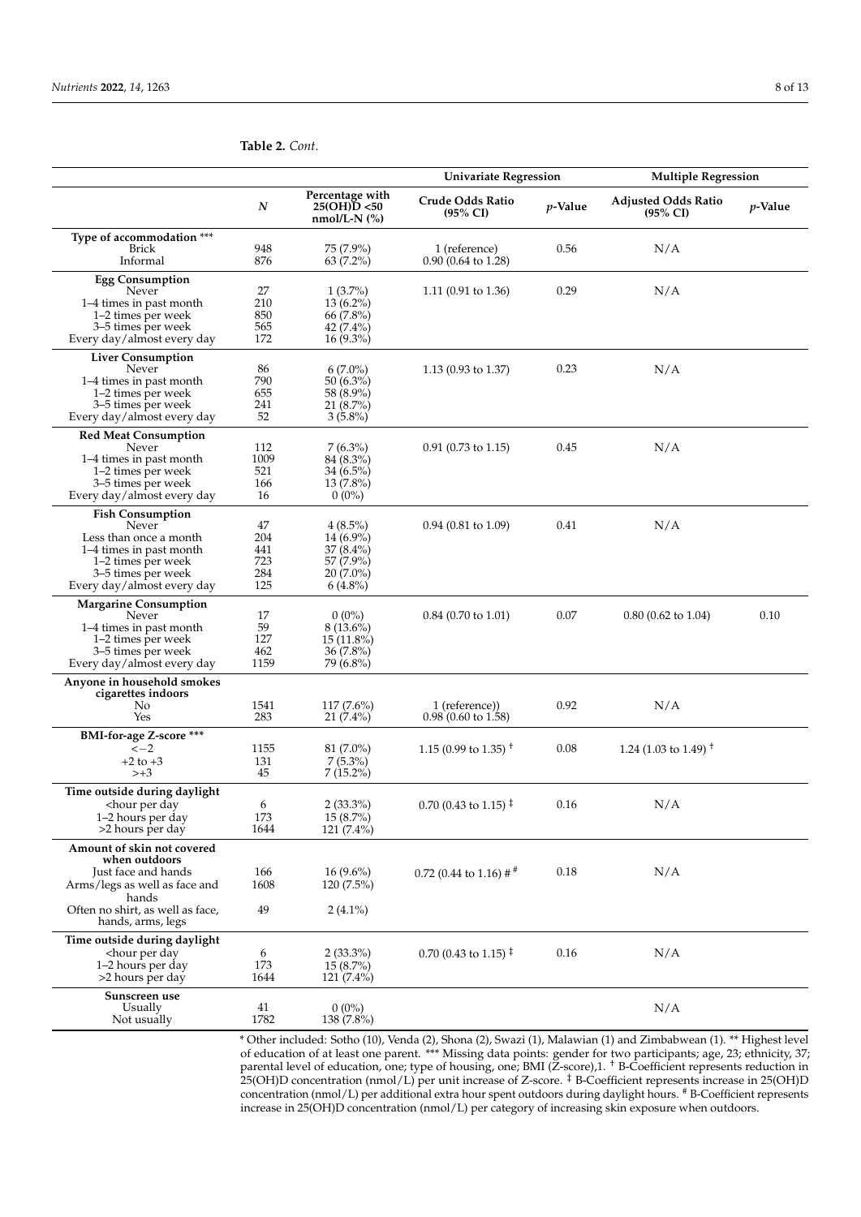**Table 2.** *Cont.*

| | | | Univariate Regression | | Multiple Regression | |
|---|---|---|---|---|---|---|
| | $N$ | Percentage with 25(OH)D <50 nmol/L-N (%) | Crude Odds Ratio (95% CI) | $p$-Value | Adjusted Odds Ratio (95% CI) | $p$-Value |
| **Type of accommodation** *** | | | | | | |
| Brick | 948 | 75 (7.9%) | 1 (reference) | 0.56 | N/A | |
| Informal | 876 | 63 (7.2%) | 0.90 (0.64 to 1.28) | | | |
| **Egg Consumption** | | | | | | |
| Never | 27 | 1 (3.7%) | 1.11 (0.91 to 1.36) | 0.29 | N/A | |
| 1–4 times in past month | 210 | 13 (6.2%) | | | | |
| 1–2 times per week | 850 | 66 (7.8%) | | | | |
| 3–5 times per week | 565 | 42 (7.4%) | | | | |
| Every day/almost every day | 172 | 16 (9.3%) | | | | |
| **Liver Consumption** | | | | | | |
| Never | 86 | 6 (7.0%) | 1.13 (0.93 to 1.37) | 0.23 | N/A | |
| 1–4 times in past month | 790 | 50 (6.3%) | | | | |
| 1–2 times per week | 655 | 58 (8.9%) | | | | |
| 3–5 times per week | 241 | 21 (8.7%) | | | | |
| Every day/almost every day | 52 | 3 (5.8%) | | | | |
| **Red Meat Consumption** | | | | | | |
| Never | 112 | 7 (6.3%) | 0.91 (0.73 to 1.15) | 0.45 | N/A | |
| 1–4 times in past month | 1009 | 84 (8.3%) | | | | |
| 1–2 times per week | 521 | 34 (6.5%) | | | | |
| 3–5 times per week | 166 | 13 (7.8%) | | | | |
| Every day/almost every day | 16 | 0 (0%) | | | | |
| **Fish Consumption** | | | | | | |
| Never | 47 | 4 (8.5%) | 0.94 (0.81 to 1.09) | 0.41 | N/A | |
| Less than once a month | 204 | 14 (6.9%) | | | | |
| 1–4 times in past month | 441 | 37 (8.4%) | | | | |
| 1–2 times per week | 723 | 57 (7.9%) | | | | |
| 3–5 times per week | 284 | 20 (7.0%) | | | | |
| Every day/almost every day | 125 | 6 (4.8%) | | | | |
| **Margarine Consumption** | | | | | | |
| Never | 17 | 0 (0%) | 0.84 (0.70 to 1.01) | 0.07 | 0.80 (0.62 to 1.04) | 0.10 |
| 1–4 times in past month | 59 | 8 (13.6%) | | | | |
| 1–2 times per week | 127 | 15 (11.8%) | | | | |
| 3–5 times per week | 462 | 36 (7.8%) | | | | |
| Every day/almost every day | 1159 | 79 (6.8%) | | | | |
| **Anyone in household smokes cigarettes indoors** | | | | | | |
| No | 1541 | 117 (7.6%) | 1 (reference)) | 0.92 | N/A | |
| Yes | 283 | 21 (7.4%) | 0.98 (0.60 to 1.58) | | | |
| **BMI-for-age Z-score** *** | | | | | | |
| <−2 | 1155 | 81 (7.0%) | 1.15 (0.99 to 1.35) † | 0.08 | 1.24 (1.03 to 1.49) † | |
| +2 to +3 | 131 | 7 (5.3%) | | | | |
| >+3 | 45 | 7 (15.2%) | | | | |
| **Time outside during daylight** | | | | | | |
| <hour per day | 6 | 2 (33.3%) | 0.70 (0.43 to 1.15) ‡ | 0.16 | N/A | |
| 1–2 hours per day | 173 | 15 (8.7%) | | | | |
| >2 hours per day | 1644 | 121 (7.4%) | | | | |
| **Amount of skin not covered when outdoors** | | | | | | |
| Just face and hands | 166 | 16 (9.6%) | 0.72 (0.44 to 1.16) # # | 0.18 | N/A | |
| Arms/legs as well as face and hands | 1608 | 120 (7.5%) | | | | |
| Often no shirt, as well as face, hands, arms, legs | 49 | 2 (4.1%) | | | | |
| **Time outside during daylight** | | | | | | |
| <hour per day | 6 | 2 (33.3%) | 0.70 (0.43 to 1.15) ‡ | 0.16 | N/A | |
| 1–2 hours per day | 173 | 15 (8.7%) | | | | |
| >2 hours per day | 1644 | 121 (7.4%) | | | | |
| **Sunscreen use** | | | | | | |
| Usually | 41 | 0 (0%) | | | N/A | |
| Not usually | 1782 | 138 (7.8%) | | | | |

* Other included: Sotho (10), Venda (2), Shona (2), Swazi (1), Malawian (1) and Zimbabwean (1). ** Highest level of education of at least one parent. *** Missing data points: gender for two participants; age, 23; ethnicity, 37; parental level of education, one; type of housing, one; BMI (Z-score),1. † B-Coefficient represents reduction in 25(OH)D concentration (nmol/L) per unit increase of Z-score. ‡ B-Coefficient represents increase in 25(OH)D concentration (nmol/L) per additional extra hour spent outdoors during daylight hours. # B-Coefficient represents increase in 25(OH)D concentration (nmol/L) per category of increasing skin exposure when outdoors.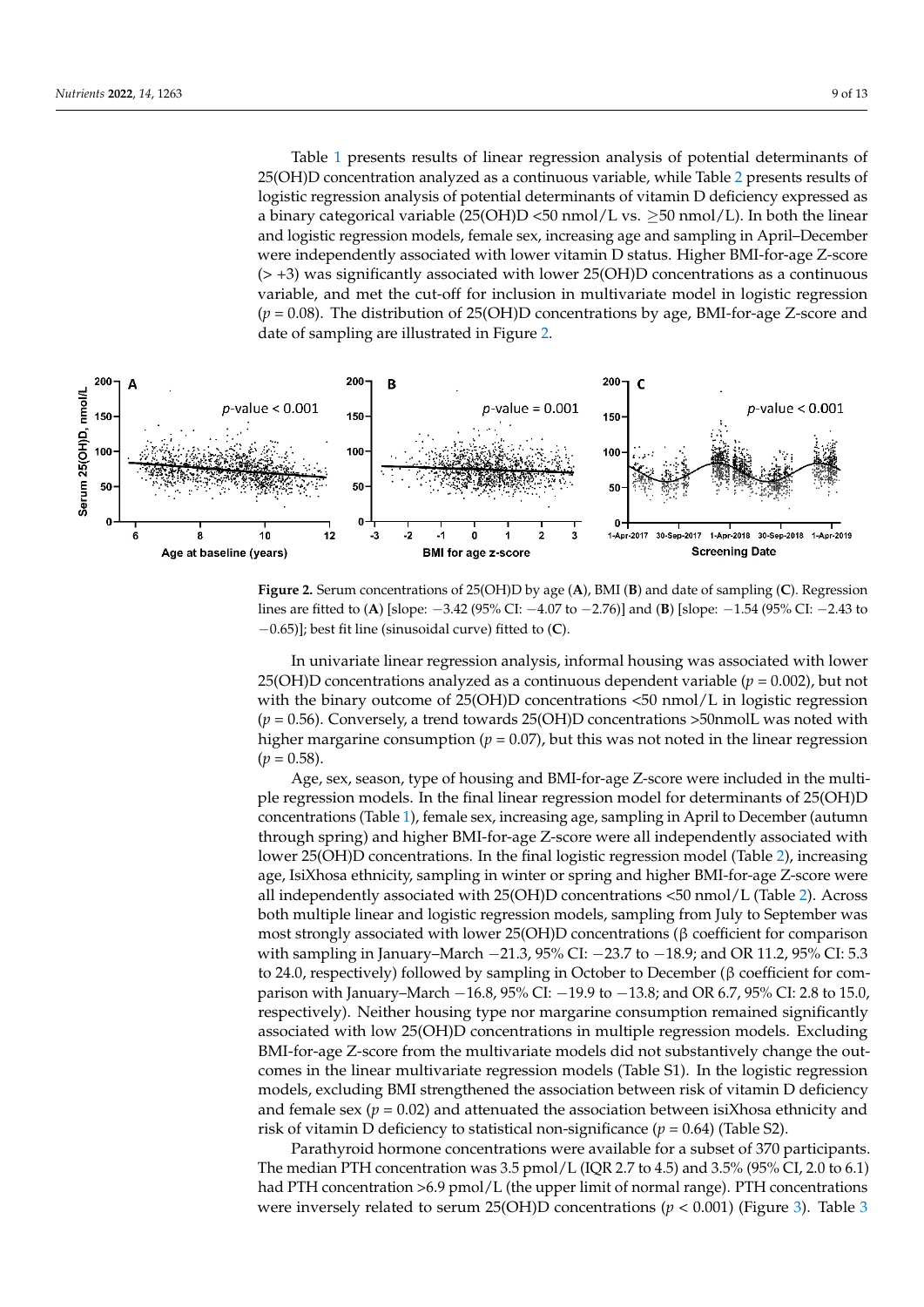Table 1 presents results of linear regression analysis of potential determinants of 25(OH)D concentration analyzed as a continuous variable, while Table 2 presents results of logistic regression analysis of potential determinants of vitamin D deficiency expressed as a binary categorical variable (25(OH)D <50 nmol/L vs. ≥50 nmol/L). In both the linear and logistic regression models, female sex, increasing age and sampling in April–December were independently associated with lower vitamin D status. Higher BMI-for-age Z-score (> +3) was significantly associated with lower 25(OH)D concentrations as a continuous variable, and met the cut-off for inclusion in multivariate model in logistic regression ($p$ = 0.08). The distribution of 25(OH)D concentrations by age, BMI-for-age Z-score and date of sampling are illustrated in Figure 2.

**Figure 2.** Serum concentrations of 25(OH)D by age (**A**), BMI (**B**) and date of sampling (**C**). Regression lines are fitted to (**A**) [slope: −3.42 (95% CI: −4.07 to −2.76)] and (**B**) [slope: −1.54 (95% CI: −2.43 to −0.65)]; best fit line (sinusoidal curve) fitted to (**C**).

In univariate linear regression analysis, informal housing was associated with lower 25(OH)D concentrations analyzed as a continuous dependent variable ($p$ = 0.002), but not with the binary outcome of 25(OH)D concentrations <50 nmol/L in logistic regression ($p$ = 0.56). Conversely, a trend towards 25(OH)D concentrations >50nmolL was noted with higher margarine consumption ($p$ = 0.07), but this was not noted in the linear regression ($p$ = 0.58).

Age, sex, season, type of housing and BMI-for-age Z-score were included in the multiple regression models. In the final linear regression model for determinants of 25(OH)D concentrations (Table 1), female sex, increasing age, sampling in April to December (autumn through spring) and higher BMI-for-age Z-score were all independently associated with lower 25(OH)D concentrations. In the final logistic regression model (Table 2), increasing age, IsiXhosa ethnicity, sampling in winter or spring and higher BMI-for-age Z-score were all independently associated with 25(OH)D concentrations <50 nmol/L (Table 2). Across both multiple linear and logistic regression models, sampling from July to September was most strongly associated with lower 25(OH)D concentrations (β coefficient for comparison with sampling in January–March −21.3, 95% CI: −23.7 to −18.9; and OR 11.2, 95% CI: 5.3 to 24.0, respectively) followed by sampling in October to December (β coefficient for comparison with January–March −16.8, 95% CI: −19.9 to −13.8; and OR 6.7, 95% CI: 2.8 to 15.0, respectively). Neither housing type nor margarine consumption remained significantly associated with low 25(OH)D concentrations in multiple regression models. Excluding BMI-for-age Z-score from the multivariate models did not substantively change the outcomes in the linear multivariate regression models (Table S1). In the logistic regression models, excluding BMI strengthened the association between risk of vitamin D deficiency and female sex ($p$ = 0.02) and attenuated the association between isiXhosa ethnicity and risk of vitamin D deficiency to statistical non-significance ($p$ = 0.64) (Table S2).

Parathyroid hormone concentrations were available for a subset of 370 participants. The median PTH concentration was 3.5 pmol/L (IQR 2.7 to 4.5) and 3.5% (95% CI, 2.0 to 6.1) had PTH concentration >6.9 pmol/L (the upper limit of normal range). PTH concentrations were inversely related to serum 25(OH)D concentrations ($p$ < 0.001) (Figure 3). Table 3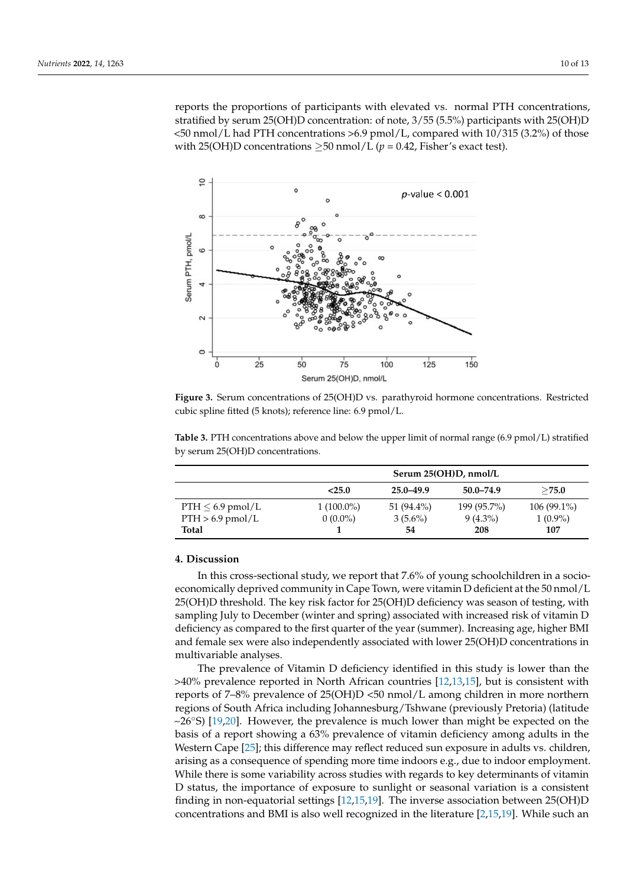reports the proportions of participants with elevated vs. normal PTH concentrations, stratified by serum 25(OH)D concentration: of note, 3/55 (5.5%) participants with 25(OH)D <50 nmol/L had PTH concentrations >6.9 pmol/L, compared with 10/315 (3.2%) of those with 25(OH)D concentrations ≥50 nmol/L ($p = 0.42$, Fisher's exact test).

**Figure 3.** Serum concentrations of 25(OH)D vs. parathyroid hormone concentrations. Restricted cubic spline fitted (5 knots); reference line: 6.9 pmol/L.

**Table 3.** PTH concentrations above and below the upper limit of normal range (6.9 pmol/L) stratified by serum 25(OH)D concentrations.

| | Serum 25(OH)D, nmol/L | | | |
|---|---|---|---|---|
| | **<25.0** | **25.0–49.9** | **50.0–74.9** | **≥75.0** |
| PTH ≤ 6.9 pmol/L | 1 (100.0%) | 51 (94.4%) | 199 (95.7%) | 106 (99.1%) |
| PTH > 6.9 pmol/L | 0 (0.0%) | 3 (5.6%) | 9 (4.3%) | 1 (0.9%) |
| **Total** | **1** | **54** | **208** | **107** |

## 4. Discussion

In this cross-sectional study, we report that 7.6% of young schoolchildren in a socio-economically deprived community in Cape Town, were vitamin D deficient at the 50 nmol/L 25(OH)D threshold. The key risk factor for 25(OH)D deficiency was season of testing, with sampling July to December (winter and spring) associated with increased risk of vitamin D deficiency as compared to the first quarter of the year (summer). Increasing age, higher BMI and female sex were also independently associated with lower 25(OH)D concentrations in multivariable analyses.

The prevalence of Vitamin D deficiency identified in this study is lower than the >40% prevalence reported in North African countries [12,13,15], but is consistent with reports of 7–8% prevalence of 25(OH)D <50 nmol/L among children in more northern regions of South Africa including Johannesburg/Tshwane (previously Pretoria) (latitude ~26°S) [19,20]. However, the prevalence is much lower than might be expected on the basis of a report showing a 63% prevalence of vitamin deficiency among adults in the Western Cape [25]; this difference may reflect reduced sun exposure in adults vs. children, arising as a consequence of spending more time indoors e.g., due to indoor employment. While there is some variability across studies with regards to key determinants of vitamin D status, the importance of exposure to sunlight or seasonal variation is a consistent finding in non-equatorial settings [12,15,19]. The inverse association between 25(OH)D concentrations and BMI is also well recognized in the literature [2,15,19]. While such an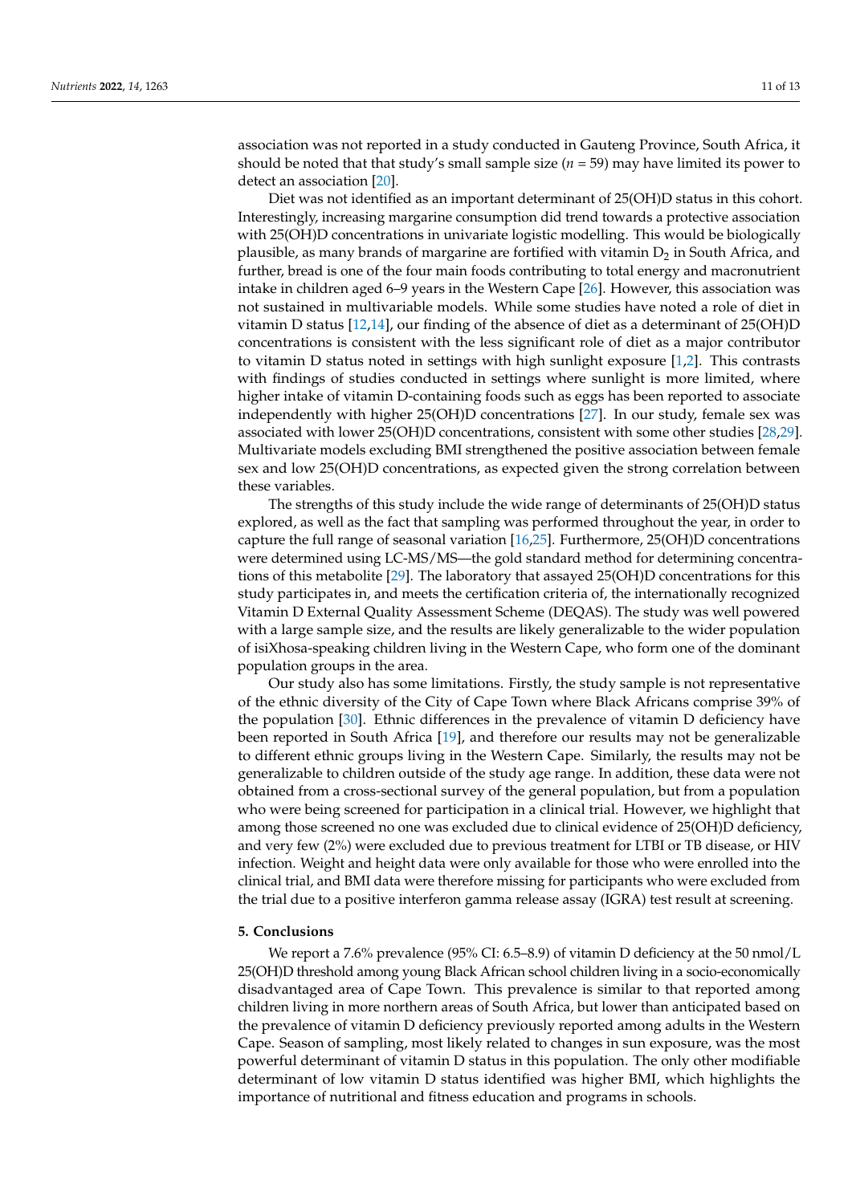association was not reported in a study conducted in Gauteng Province, South Africa, it should be noted that that study's small sample size (*n* = 59) may have limited its power to detect an association [20].

Diet was not identified as an important determinant of 25(OH)D status in this cohort. Interestingly, increasing margarine consumption did trend towards a protective association with 25(OH)D concentrations in univariate logistic modelling. This would be biologically plausible, as many brands of margarine are fortified with vitamin $D_2$ in South Africa, and further, bread is one of the four main foods contributing to total energy and macronutrient intake in children aged 6–9 years in the Western Cape [26]. However, this association was not sustained in multivariable models. While some studies have noted a role of diet in vitamin D status [12,14], our finding of the absence of diet as a determinant of 25(OH)D concentrations is consistent with the less significant role of diet as a major contributor to vitamin D status noted in settings with high sunlight exposure [1,2]. This contrasts with findings of studies conducted in settings where sunlight is more limited, where higher intake of vitamin D-containing foods such as eggs has been reported to associate independently with higher 25(OH)D concentrations [27]. In our study, female sex was associated with lower 25(OH)D concentrations, consistent with some other studies [28,29]. Multivariate models excluding BMI strengthened the positive association between female sex and low 25(OH)D concentrations, as expected given the strong correlation between these variables.

The strengths of this study include the wide range of determinants of 25(OH)D status explored, as well as the fact that sampling was performed throughout the year, in order to capture the full range of seasonal variation [16,25]. Furthermore, 25(OH)D concentrations were determined using LC-MS/MS—the gold standard method for determining concentrations of this metabolite [29]. The laboratory that assayed 25(OH)D concentrations for this study participates in, and meets the certification criteria of, the internationally recognized Vitamin D External Quality Assessment Scheme (DEQAS). The study was well powered with a large sample size, and the results are likely generalizable to the wider population of isiXhosa-speaking children living in the Western Cape, who form one of the dominant population groups in the area.

Our study also has some limitations. Firstly, the study sample is not representative of the ethnic diversity of the City of Cape Town where Black Africans comprise 39% of the population [30]. Ethnic differences in the prevalence of vitamin D deficiency have been reported in South Africa [19], and therefore our results may not be generalizable to different ethnic groups living in the Western Cape. Similarly, the results may not be generalizable to children outside of the study age range. In addition, these data were not obtained from a cross-sectional survey of the general population, but from a population who were being screened for participation in a clinical trial. However, we highlight that among those screened no one was excluded due to clinical evidence of 25(OH)D deficiency, and very few (2%) were excluded due to previous treatment for LTBI or TB disease, or HIV infection. Weight and height data were only available for those who were enrolled into the clinical trial, and BMI data were therefore missing for participants who were excluded from the trial due to a positive interferon gamma release assay (IGRA) test result at screening.

## 5. Conclusions

We report a 7.6% prevalence (95% CI: 6.5–8.9) of vitamin D deficiency at the 50 nmol/L 25(OH)D threshold among young Black African school children living in a socio-economically disadvantaged area of Cape Town. This prevalence is similar to that reported among children living in more northern areas of South Africa, but lower than anticipated based on the prevalence of vitamin D deficiency previously reported among adults in the Western Cape. Season of sampling, most likely related to changes in sun exposure, was the most powerful determinant of vitamin D status in this population. The only other modifiable determinant of low vitamin D status identified was higher BMI, which highlights the importance of nutritional and fitness education and programs in schools.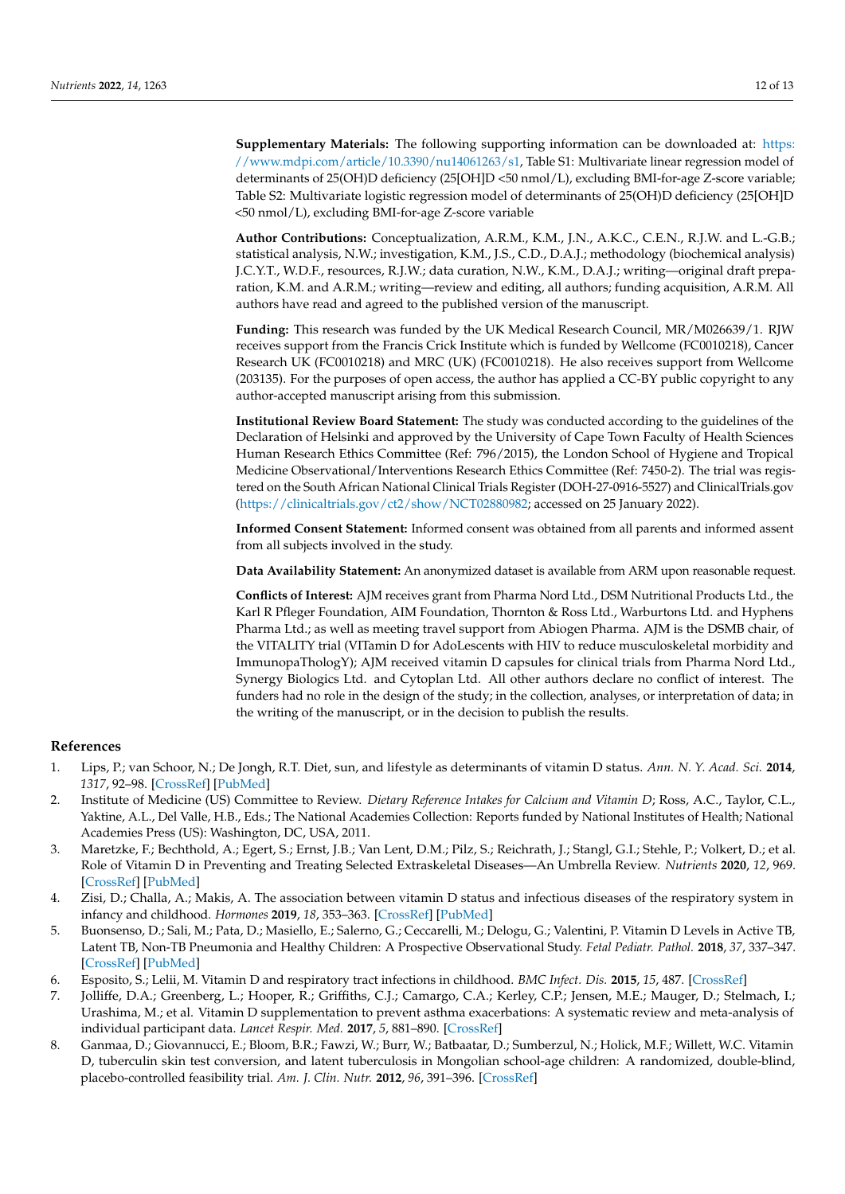**Supplementary Materials:** The following supporting information can be downloaded at: https://www.mdpi.com/article/10.3390/nu14061263/s1, Table S1: Multivariate linear regression model of determinants of 25(OH)D deficiency (25[OH]D <50 nmol/L), excluding BMI-for-age Z-score variable; Table S2: Multivariate logistic regression model of determinants of 25(OH)D deficiency (25[OH]D <50 nmol/L), excluding BMI-for-age Z-score variable

**Author Contributions:** Conceptualization, A.R.M., K.M., J.N., A.K.C., C.E.N., R.J.W. and L.-G.B.; statistical analysis, N.W.; investigation, K.M., J.S., C.D., D.A.J.; methodology (biochemical analysis) J.C.Y.T., W.D.F., resources, R.J.W.; data curation, N.W., K.M., D.A.J.; writing—original draft preparation, K.M. and A.R.M.; writing—review and editing, all authors; funding acquisition, A.R.M. All authors have read and agreed to the published version of the manuscript.

**Funding:** This research was funded by the UK Medical Research Council, MR/M026639/1. RJW receives support from the Francis Crick Institute which is funded by Wellcome (FC0010218), Cancer Research UK (FC0010218) and MRC (UK) (FC0010218). He also receives support from Wellcome (203135). For the purposes of open access, the author has applied a CC-BY public copyright to any author-accepted manuscript arising from this submission.

**Institutional Review Board Statement:** The study was conducted according to the guidelines of the Declaration of Helsinki and approved by the University of Cape Town Faculty of Health Sciences Human Research Ethics Committee (Ref: 796/2015), the London School of Hygiene and Tropical Medicine Observational/Interventions Research Ethics Committee (Ref: 7450-2). The trial was registered on the South African National Clinical Trials Register (DOH-27-0916-5527) and ClinicalTrials.gov (https://clinicaltrials.gov/ct2/show/NCT02880982; accessed on 25 January 2022).

**Informed Consent Statement:** Informed consent was obtained from all parents and informed assent from all subjects involved in the study.

**Data Availability Statement:** An anonymized dataset is available from ARM upon reasonable request.

**Conflicts of Interest:** AJM receives grant from Pharma Nord Ltd., DSM Nutritional Products Ltd., the Karl R Pfleger Foundation, AIM Foundation, Thornton & Ross Ltd., Warburtons Ltd. and Hyphens Pharma Ltd.; as well as meeting travel support from Abiogen Pharma. AJM is the DSMB chair, of the VITALITY trial (VITamin D for AdoLescents with HIV to reduce musculoskeletal morbidity and ImmunopaThologY); AJM received vitamin D capsules for clinical trials from Pharma Nord Ltd., Synergy Biologics Ltd. and Cytoplan Ltd. All other authors declare no conflict of interest. The funders had no role in the design of the study; in the collection, analyses, or interpretation of data; in the writing of the manuscript, or in the decision to publish the results.

## References

1. Lips, P.; van Schoor, N.; De Jongh, R.T. Diet, sun, and lifestyle as determinants of vitamin D status. *Ann. N. Y. Acad. Sci.* **2014**, *1317*, 92–98. [CrossRef] [PubMed]
2. Institute of Medicine (US) Committee to Review. *Dietary Reference Intakes for Calcium and Vitamin D*; Ross, A.C., Taylor, C.L., Yaktine, A.L., Del Valle, H.B., Eds.; The National Academies Collection: Reports funded by National Institutes of Health; National Academies Press (US): Washington, DC, USA, 2011.
3. Maretzke, F.; Bechthold, A.; Egert, S.; Ernst, J.B.; Van Lent, D.M.; Pilz, S.; Reichrath, J.; Stangl, G.I.; Stehle, P.; Volkert, D.; et al. Role of Vitamin D in Preventing and Treating Selected Extraskeletal Diseases—An Umbrella Review. *Nutrients* **2020**, *12*, 969. [CrossRef] [PubMed]
4. Zisi, D.; Challa, A.; Makis, A. The association between vitamin D status and infectious diseases of the respiratory system in infancy and childhood. *Hormones* **2019**, *18*, 353–363. [CrossRef] [PubMed]
5. Buonsenso, D.; Sali, M.; Pata, D.; Masiello, E.; Salerno, G.; Ceccarelli, M.; Delogu, G.; Valentini, P. Vitamin D Levels in Active TB, Latent TB, Non-TB Pneumonia and Healthy Children: A Prospective Observational Study. *Fetal Pediatr. Pathol.* **2018**, *37*, 337–347. [CrossRef] [PubMed]
6. Esposito, S.; Lelii, M. Vitamin D and respiratory tract infections in childhood. *BMC Infect. Dis.* **2015**, *15*, 487. [CrossRef]
7. Jolliffe, D.A.; Greenberg, L.; Hooper, R.; Griffiths, C.J.; Camargo, C.A.; Kerley, C.P.; Jensen, M.E.; Mauger, D.; Stelmach, I.; Urashima, M.; et al. Vitamin D supplementation to prevent asthma exacerbations: A systematic review and meta-analysis of individual participant data. *Lancet Respir. Med.* **2017**, *5*, 881–890. [CrossRef]
8. Ganmaa, D.; Giovannucci, E.; Bloom, B.R.; Fawzi, W.; Burr, W.; Batbaatar, D.; Sumberzul, N.; Holick, M.F.; Willett, W.C. Vitamin D, tuberculin skin test conversion, and latent tuberculosis in Mongolian school-age children: A randomized, double-blind, placebo-controlled feasibility trial. *Am. J. Clin. Nutr.* **2012**, *96*, 391–396. [CrossRef]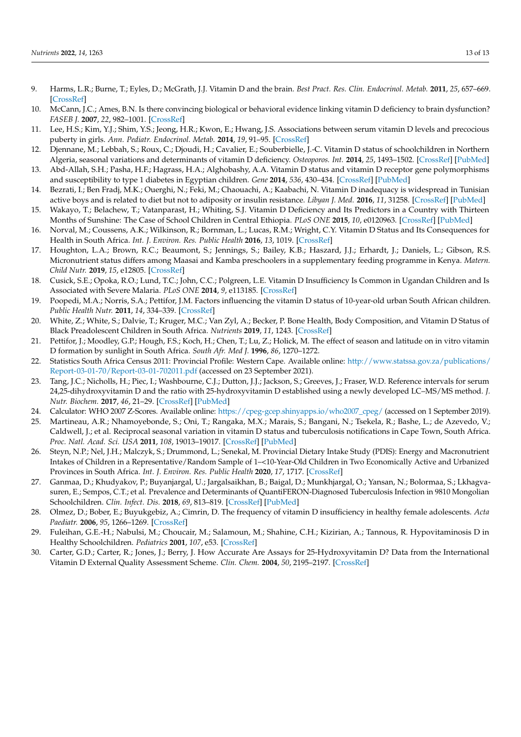9. Harms, L.R.; Burne, T.; Eyles, D.; McGrath, J.J. Vitamin D and the brain. *Best Pract. Res. Clin. Endocrinol. Metab.* **2011**, *25*, 657–669. [CrossRef]
10. McCann, J.C.; Ames, B.N. Is there convincing biological or behavioral evidence linking vitamin D deficiency to brain dysfunction? *FASEB J.* **2007**, *22*, 982–1001. [CrossRef]
11. Lee, H.S.; Kim, Y.J.; Shim, Y.S.; Jeong, H.R.; Kwon, E.; Hwang, J.S. Associations between serum vitamin D levels and precocious puberty in girls. *Ann. Pediatr. Endocrinol. Metab.* **2014**, *19*, 91–95. [CrossRef]
12. Djennane, M.; Lebbah, S.; Roux, C.; Djoudi, H.; Cavalier, E.; Souberbielle, J.-C. Vitamin D status of schoolchildren in Northern Algeria, seasonal variations and determinants of vitamin D deficiency. *Osteoporos. Int.* **2014**, *25*, 1493–1502. [CrossRef] [PubMed]
13. Abd-Allah, S.H.; Pasha, H.F.; Hagrass, H.A.; Alghobashy, A.A. Vitamin D status and vitamin D receptor gene polymorphisms and susceptibility to type 1 diabetes in Egyptian children. *Gene* **2014**, *536*, 430–434. [CrossRef] [PubMed]
14. Bezrati, I.; Ben Fradj, M.K.; Ouerghi, N.; Feki, M.; Chaouachi, A.; Kaabachi, N. Vitamin D inadequacy is widespread in Tunisian active boys and is related to diet but not to adiposity or insulin resistance. *Libyan J. Med.* **2016**, *11*, 31258. [CrossRef] [PubMed]
15. Wakayo, T.; Belachew, T.; Vatanparast, H.; Whiting, S.J. Vitamin D Deficiency and Its Predictors in a Country with Thirteen Months of Sunshine: The Case of School Children in Central Ethiopia. *PLoS ONE* **2015**, *10*, e0120963. [CrossRef] [PubMed]
16. Norval, M.; Coussens, A.K.; Wilkinson, R.; Bornman, L.; Lucas, R.M.; Wright, C.Y. Vitamin D Status and Its Consequences for Health in South Africa. *Int. J. Environ. Res. Public Health* **2016**, *13*, 1019. [CrossRef]
17. Houghton, L.A.; Brown, R.C.; Beaumont, S.; Jennings, S.; Bailey, K.B.; Haszard, J.J.; Erhardt, J.; Daniels, L.; Gibson, R.S. Micronutrient status differs among Maasai and Kamba preschoolers in a supplementary feeding programme in Kenya. *Matern. Child Nutr.* **2019**, *15*, e12805. [CrossRef]
18. Cusick, S.E.; Opoka, R.O.; Lund, T.C.; John, C.C.; Polgreen, L.E. Vitamin D Insufficiency Is Common in Ugandan Children and Is Associated with Severe Malaria. *PLoS ONE* **2014**, *9*, e113185. [CrossRef]
19. Poopedi, M.A.; Norris, S.A.; Pettifor, J.M. Factors influencing the vitamin D status of 10-year-old urban South African children. *Public Health Nutr.* **2011**, *14*, 334–339. [CrossRef]
20. White, Z.; White, S.; Dalvie, T.; Kruger, M.C.; Van Zyl, A.; Becker, P. Bone Health, Body Composition, and Vitamin D Status of Black Preadolescent Children in South Africa. *Nutrients* **2019**, *11*, 1243. [CrossRef]
21. Pettifor, J.; Moodley, G.P.; Hough, F.S.; Koch, H.; Chen, T.; Lu, Z.; Holick, M. The effect of season and latitude on in vitro vitamin D formation by sunlight in South Africa. *South Afr. Med J.* **1996**, *86*, 1270–1272.
22. Statistics South Africa Census 2011: Provincial Profile: Western Cape. Available online: http://www.statssa.gov.za/publications/Report-03-01-70/Report-03-01-702011.pdf (accessed on 23 September 2021).
23. Tang, J.C.; Nicholls, H.; Piec, I.; Washbourne, C.J.; Dutton, J.J.; Jackson, S.; Greeves, J.; Fraser, W.D. Reference intervals for serum 24,25-dihydroxyvitamin D and the ratio with 25-hydroxyvitamin D established using a newly developed LC–MS/MS method. *J. Nutr. Biochem.* **2017**, *46*, 21–29. [CrossRef] [PubMed]
24. Calculator: WHO 2007 Z-Scores. Available online: https://cpeg-gcep.shinyapps.io/who2007_cpeg/ (accessed on 1 September 2019).
25. Martineau, A.R.; Nhamoyebonde, S.; Oni, T.; Rangaka, M.X.; Marais, S.; Bangani, N.; Tsekela, R.; Bashe, L.; de Azevedo, V.; Caldwell, J.; et al. Reciprocal seasonal variation in vitamin D status and tuberculosis notifications in Cape Town, South Africa. *Proc. Natl. Acad. Sci. USA* **2011**, *108*, 19013–19017. [CrossRef] [PubMed]
26. Steyn, N.P.; Nel, J.H.; Malczyk, S.; Drummond, L.; Senekal, M. Provincial Dietary Intake Study (PDIS): Energy and Macronutrient Intakes of Children in a Representative/Random Sample of 1–<10-Year-Old Children in Two Economically Active and Urbanized Provinces in South Africa. *Int. J. Environ. Res. Public Health* **2020**, *17*, 1717. [CrossRef]
27. Ganmaa, D.; Khudyakov, P.; Buyanjargal, U.; Jargalsaikhan, B.; Baigal, D.; Munkhjargal, O.; Yansan, N.; Bolormaa, S.; Lkhagvasuren, E.; Sempos, C.T.; et al. Prevalence and Determinants of QuantiFERON-Diagnosed Tuberculosis Infection in 9810 Mongolian Schoolchildren. *Clin. Infect. Dis.* **2018**, *69*, 813–819. [CrossRef] [PubMed]
28. Olmez, D.; Bober, E.; Buyukgebiz, A.; Cimrin, D. The frequency of vitamin D insufficiency in healthy female adolescents. *Acta Paediatr.* **2006**, *95*, 1266–1269. [CrossRef]
29. Fuleihan, G.E.-H.; Nabulsi, M.; Choucair, M.; Salamoun, M.; Shahine, C.H.; Kizirian, A.; Tannous, R. Hypovitaminosis D in Healthy Schoolchildren. *Pediatrics* **2001**, *107*, e53. [CrossRef]
30. Carter, G.D.; Carter, R.; Jones, J.; Berry, J. How Accurate Are Assays for 25-Hydroxyvitamin D? Data from the International Vitamin D External Quality Assessment Scheme. *Clin. Chem.* **2004**, *50*, 2195–2197. [CrossRef]